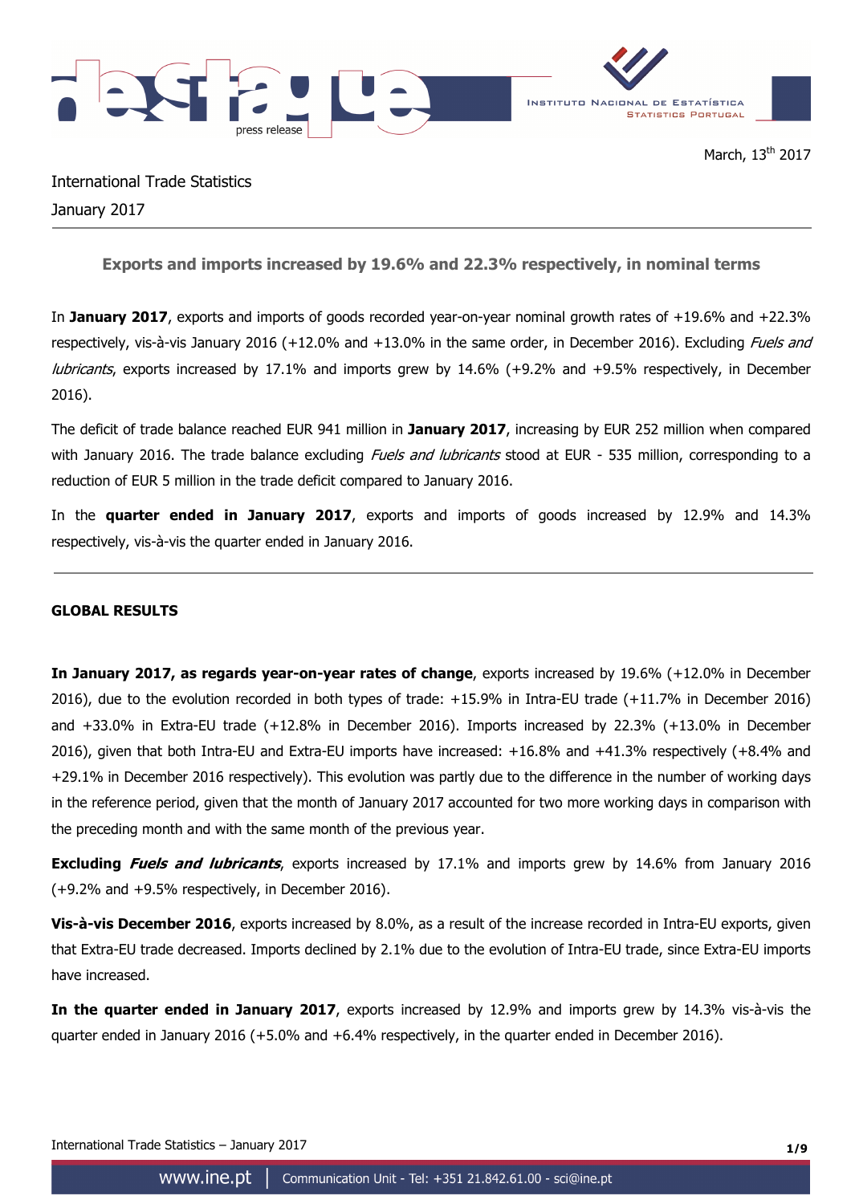March, 13th 2017

International Trade Statistics

January 2017

## Exports and imports increased by 19.6% and 22.3% respectively, in nominal terms

In **January 2017**, exports and imports of goods recorded year-on-year nominal growth rates of +19.6% and +22.3% respectively, vis-à-vis January 2016 (+12.0% and +13.0% in the same order, in December 2016). Excluding *Fuels and lubricants*, exports increased by 17.1% and imports grew by 14.6% (+9.2% and +9.5% respectively, in December 2016).

The deficit of trade balance reached EUR 941 million in **January 2017**, increasing by EUR 252 million when compared with January 2016. The trade balance excluding *Fuels and lubricants* stood at EUR - 535 million, corresponding to a reduction of EUR 5 million in the trade deficit compared to January 2016.

In the **quarter ended in January 2017**, exports and imports of goods increased by 12.9% and 14.3% respectively, vis-à-vis the quarter ended in January 2016.

### GLOBAL RESULTS

**In January 2017, as regards year-on-year rates of change**, exports increased by 19.6% (+12.0% in December 2016), due to the evolution recorded in both types of trade: +15.9% in Intra-EU trade (+11.7% in December 2016) and +33.0% in Extra-EU trade (+12.8% in December 2016). Imports increased by 22.3% (+13.0% in December 2016), given that both Intra-EU and Extra-EU imports have increased: +16.8% and +41.3% respectively (+8.4% and +29.1% in December 2016 respectively). This evolution was partly due to the difference in the number of working days in the reference period, given that the month of January 2017 accounted for two more working days in comparison with the preceding month and with the same month of the previous year.

**Excluding *Fuels and lubricants***, exports increased by 17.1% and imports grew by 14.6% from January 2016 (+9.2% and +9.5% respectively, in December 2016).

**Vis-à-vis December 2016**, exports increased by 8.0%, as a result of the increase recorded in Intra-EU exports, given that Extra-EU trade decreased. Imports declined by 2.1% due to the evolution of Intra-EU trade, since Extra-EU imports have increased.

**In the quarter ended in January 2017**, exports increased by 12.9% and imports grew by 14.3% vis-à-vis the quarter ended in January 2016 (+5.0% and +6.4% respectively, in the quarter ended in December 2016).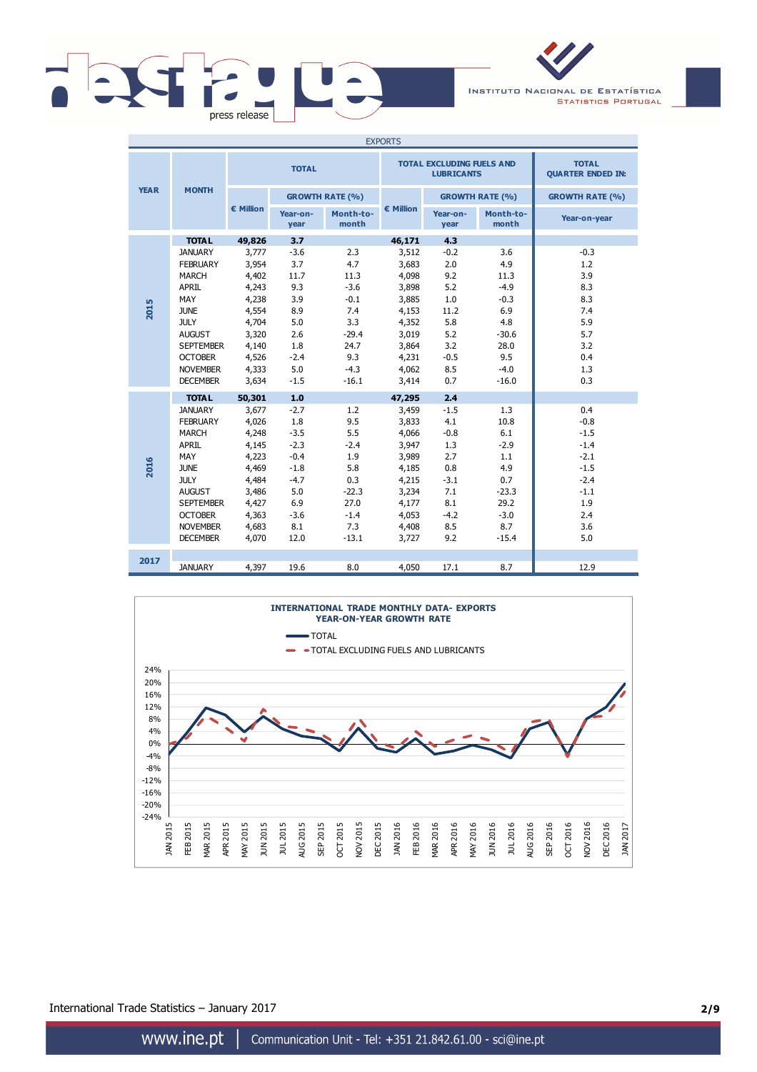| EXPORTS | | | | | | | | | |
|---|---|---|---|---|---|---|---|---|---|
| YEAR | MONTH | TOTAL | | | TOTAL EXCLUDING FUELS AND LUBRICANTS | | | TOTAL QUARTER ENDED IN: |
| | | € Million | GROWTH RATE (%) | | € Million | GROWTH RATE (%) | | GROWTH RATE (%) |
| | | | Year-on-year | Month-to-month | | Year-on-year | Month-to-month | Year-on-year |
| 2015 | **TOTAL** | **49,826** | **3.7** | | **46,171** | **4.3** | | |
| | JANUARY | 3,777 | -3.6 | 2.3 | 3,512 | -0.2 | 3.6 | -0.3 |
| | FEBRUARY | 3,954 | 3.7 | 4.7 | 3,683 | 2.0 | 4.9 | 1.2 |
| | MARCH | 4,402 | 11.7 | 11.3 | 4,098 | 9.2 | 11.3 | 3.9 |
| | APRIL | 4,243 | 9.3 | -3.6 | 3,898 | 5.2 | -4.9 | 8.3 |
| | MAY | 4,238 | 3.9 | -0.1 | 3,885 | 1.0 | -0.3 | 8.3 |
| | JUNE | 4,554 | 8.9 | 7.4 | 4,153 | 11.2 | 6.9 | 7.4 |
| | JULY | 4,704 | 5.0 | 3.3 | 4,352 | 5.8 | 4.8 | 5.9 |
| | AUGUST | 3,320 | 2.6 | -29.4 | 3,019 | 5.2 | -30.6 | 5.7 |
| | SEPTEMBER | 4,140 | 1.8 | 24.7 | 3,864 | 3.2 | 28.0 | 3.2 |
| | OCTOBER | 4,526 | -2.4 | 9.3 | 4,231 | -0.5 | 9.5 | 0.4 |
| | NOVEMBER | 4,333 | 5.0 | -4.3 | 4,062 | 8.5 | -4.0 | 1.3 |
| | DECEMBER | 3,634 | -1.5 | -16.1 | 3,414 | 0.7 | -16.0 | 0.3 |
| 2016 | **TOTAL** | **50,301** | **1.0** | | **47,295** | **2.4** | | |
| | JANUARY | 3,677 | -2.7 | 1.2 | 3,459 | -1.5 | 1.3 | 0.4 |
| | FEBRUARY | 4,026 | 1.8 | 9.5 | 3,833 | 4.1 | 10.8 | -0.8 |
| | MARCH | 4,248 | -3.5 | 5.5 | 4,066 | -0.8 | 6.1 | -1.5 |
| | APRIL | 4,145 | -2.3 | -2.4 | 3,947 | 1.3 | -2.9 | -1.4 |
| | MAY | 4,223 | -0.4 | 1.9 | 3,989 | 2.7 | 1.1 | -2.1 |
| | JUNE | 4,469 | -1.8 | 5.8 | 4,185 | 0.8 | 4.9 | -1.5 |
| | JULY | 4,484 | -4.7 | 0.3 | 4,215 | -3.1 | 0.7 | -2.4 |
| | AUGUST | 3,486 | 5.0 | -22.3 | 3,234 | 7.1 | -23.3 | -1.1 |
| | SEPTEMBER | 4,427 | 6.9 | 27.0 | 4,177 | 8.1 | 29.2 | 1.9 |
| | OCTOBER | 4,363 | -3.6 | -1.4 | 4,053 | -4.2 | -3.0 | 2.4 |
| | NOVEMBER | 4,683 | 8.1 | 7.3 | 4,408 | 8.5 | 8.7 | 3.6 |
| | DECEMBER | 4,070 | 12.0 | -13.1 | 3,727 | 9.2 | -15.4 | 5.0 |
| 2017 | JANUARY | 4,397 | 19.6 | 8.0 | 4,050 | 17.1 | 8.7 | 12.9 |

**INTERNATIONAL TRADE MONTHLY DATA- EXPORTS YEAR-ON-YEAR GROWTH RATE**

International Trade Statistics – January 2017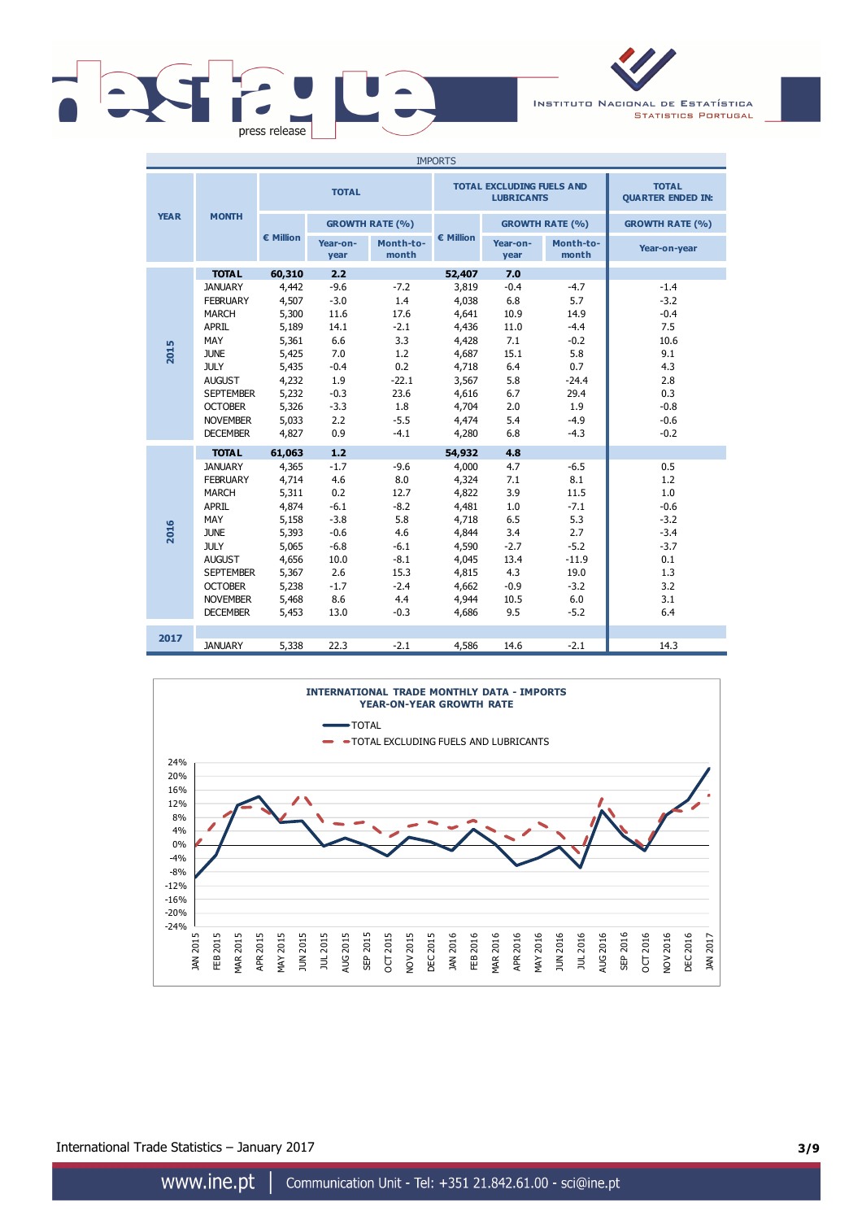| IMPORTS | | | | | | | | | |
|---|---|---|---|---|---|---|---|---|---|
| YEAR | MONTH | TOTAL | | | TOTAL EXCLUDING FUELS AND LUBRICANTS | | | TOTAL QUARTER ENDED IN: |
| | | € Million | GROWTH RATE (%) | | € Million | GROWTH RATE (%) | | GROWTH RATE (%) |
| | | | Year-on-year | Month-to-month | | Year-on-year | Month-to-month | Year-on-year |
| 2015 | **TOTAL** | **60,310** | **2.2** | | **52,407** | **7.0** | | |
| | JANUARY | 4,442 | -9.6 | -7.2 | 3,819 | -0.4 | -4.7 | -1.4 |
| | FEBRUARY | 4,507 | -3.0 | 1.4 | 4,038 | 6.8 | 5.7 | -3.2 |
| | MARCH | 5,300 | 11.6 | 17.6 | 4,641 | 10.9 | 14.9 | -0.4 |
| | APRIL | 5,189 | 14.1 | -2.1 | 4,436 | 11.0 | -4.4 | 7.5 |
| | MAY | 5,361 | 6.6 | 3.3 | 4,428 | 7.1 | -0.2 | 10.6 |
| | JUNE | 5,425 | 7.0 | 1.2 | 4,687 | 15.1 | 5.8 | 9.1 |
| | JULY | 5,435 | -0.4 | 0.2 | 4,718 | 6.4 | 0.7 | 4.3 |
| | AUGUST | 4,232 | 1.9 | -22.1 | 3,567 | 5.8 | -24.4 | 2.8 |
| | SEPTEMBER | 5,232 | -0.3 | 23.6 | 4,616 | 6.7 | 29.4 | 0.3 |
| | OCTOBER | 5,326 | -3.3 | 1.8 | 4,704 | 2.0 | 1.9 | -0.8 |
| | NOVEMBER | 5,033 | 2.2 | -5.5 | 4,474 | 5.4 | -4.9 | -0.6 |
| | DECEMBER | 4,827 | 0.9 | -4.1 | 4,280 | 6.8 | -4.3 | -0.2 |
| 2016 | **TOTAL** | **61,063** | **1.2** | | **54,932** | **4.8** | | |
| | JANUARY | 4,365 | -1.7 | -9.6 | 4,000 | 4.7 | -6.5 | 0.5 |
| | FEBRUARY | 4,714 | 4.6 | 8.0 | 4,324 | 7.1 | 8.1 | 1.2 |
| | MARCH | 5,311 | 0.2 | 12.7 | 4,822 | 3.9 | 11.5 | 1.0 |
| | APRIL | 4,874 | -6.1 | -8.2 | 4,481 | 1.0 | -7.1 | -0.6 |
| | MAY | 5,158 | -3.8 | 5.8 | 4,718 | 6.5 | 5.3 | -3.2 |
| | JUNE | 5,393 | -0.6 | 4.6 | 4,844 | 3.4 | 2.7 | -3.4 |
| | JULY | 5,065 | -6.8 | -6.1 | 4,590 | -2.7 | -5.2 | -3.7 |
| | AUGUST | 4,656 | 10.0 | -8.1 | 4,045 | 13.4 | -11.9 | 0.1 |
| | SEPTEMBER | 5,367 | 2.6 | 15.3 | 4,815 | 4.3 | 19.0 | 1.3 |
| | OCTOBER | 5,238 | -1.7 | -2.4 | 4,662 | -0.9 | -3.2 | 3.2 |
| | NOVEMBER | 5,468 | 8.6 | 4.4 | 4,944 | 10.5 | 6.0 | 3.1 |
| | DECEMBER | 5,453 | 13.0 | -0.3 | 4,686 | 9.5 | -5.2 | 6.4 |
| 2017 | JANUARY | 5,338 | 22.3 | -2.1 | 4,586 | 14.6 | -2.1 | 14.3 |

**INTERNATIONAL TRADE MONTHLY DATA - IMPORTS**
**YEAR-ON-YEAR GROWTH RATE**

Legend: TOTAL; TOTAL EXCLUDING FUELS AND LUBRICANTS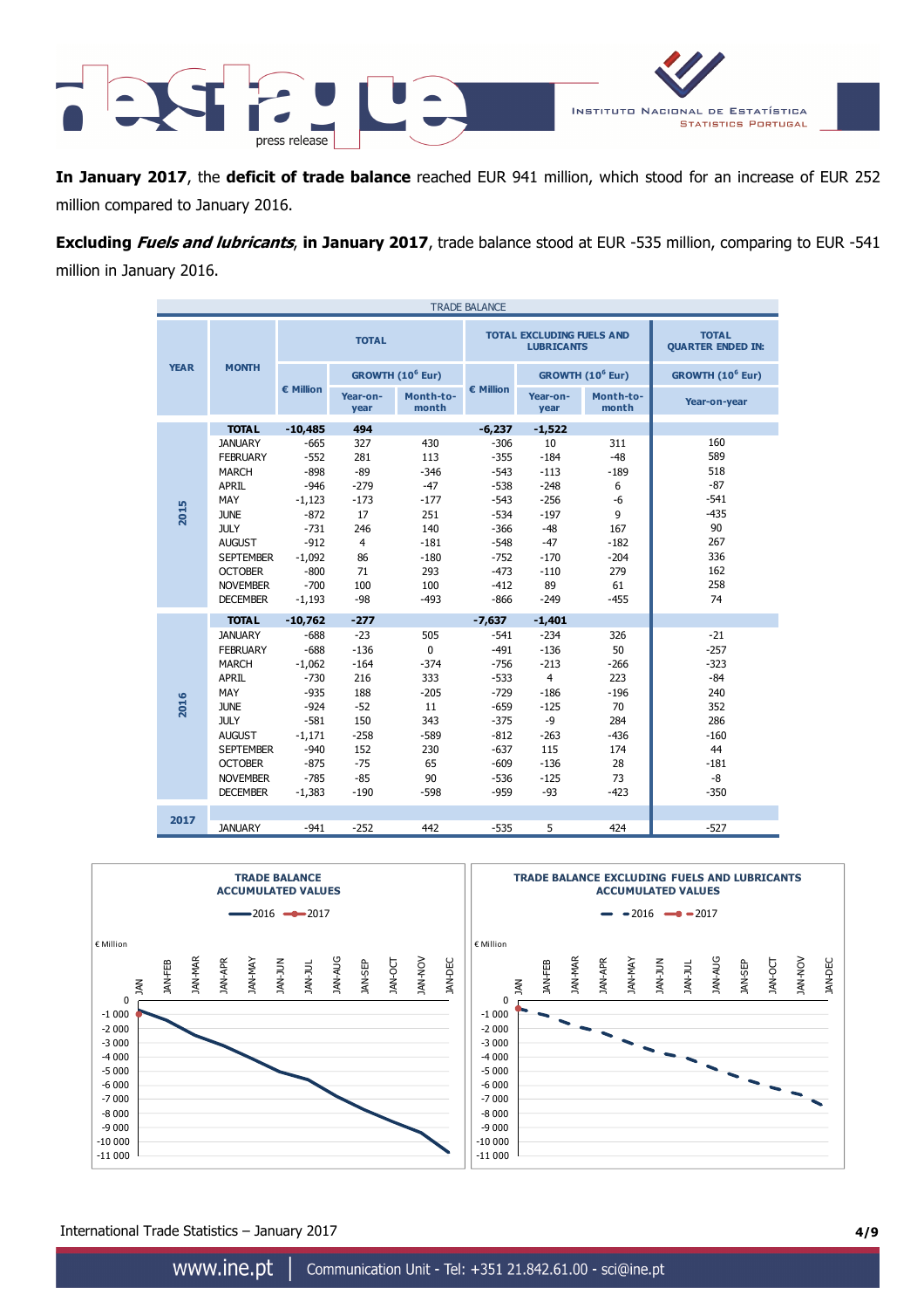**In January 2017**, the **deficit of trade balance** reached EUR 941 million, which stood for an increase of EUR 252 million compared to January 2016.

**Excluding *Fuels and lubricants*, in January 2017**, trade balance stood at EUR -535 million, comparing to EUR -541 million in January 2016.

TRADE BALANCE

| YEAR | MONTH | TOTAL | | | TOTAL EXCLUDING FUELS AND LUBRICANTS | | | TOTAL QUARTER ENDED IN: |
|---|---|---|---|---|---|---|---|---|
| | | € Million | GROWTH ($10^6$ Eur) | | € Million | GROWTH ($10^6$ Eur) | | GROWTH ($10^6$ Eur) |
| | | | Year-on-year | Month-to-month | | Year-on-year | Month-to-month | Year-on-year |
| 2015 | **TOTAL** | **-10,485** | **494** | | **-6,237** | **-1,522** | | |
| | JANUARY | -665 | 327 | 430 | -306 | 10 | 311 | 160 |
| | FEBRUARY | -552 | 281 | 113 | -355 | -184 | -48 | 589 |
| | MARCH | -898 | -89 | -346 | -543 | -113 | -189 | 518 |
| | APRIL | -946 | -279 | -47 | -538 | -248 | 6 | -87 |
| | MAY | -1,123 | -173 | -177 | -543 | -256 | -6 | -541 |
| | JUNE | -872 | 17 | 251 | -534 | -197 | 9 | -435 |
| | JULY | -731 | 246 | 140 | -366 | -48 | 167 | 90 |
| | AUGUST | -912 | 4 | -181 | -548 | -47 | -182 | 267 |
| | SEPTEMBER | -1,092 | 86 | -180 | -752 | -170 | -204 | 336 |
| | OCTOBER | -800 | 71 | 293 | -473 | -110 | 279 | 162 |
| | NOVEMBER | -700 | 100 | 100 | -412 | 89 | 61 | 258 |
| | DECEMBER | -1,193 | -98 | -493 | -866 | -249 | -455 | 74 |
| 2016 | **TOTAL** | **-10,762** | **-277** | | **-7,637** | **-1,401** | | |
| | JANUARY | -688 | -23 | 505 | -541 | -234 | 326 | -21 |
| | FEBRUARY | -688 | -136 | 0 | -491 | -136 | 50 | -257 |
| | MARCH | -1,062 | -164 | -374 | -756 | -213 | -266 | -323 |
| | APRIL | -730 | 216 | 333 | -533 | 4 | 223 | -84 |
| | MAY | -935 | 188 | -205 | -729 | -186 | -196 | 240 |
| | JUNE | -924 | -52 | 11 | -659 | -125 | 70 | 352 |
| | JULY | -581 | 150 | 343 | -375 | -9 | 284 | 286 |
| | AUGUST | -1,171 | -258 | -589 | -812 | -263 | -436 | -160 |
| | SEPTEMBER | -940 | 152 | 230 | -637 | 115 | 174 | 44 |
| | OCTOBER | -875 | -75 | 65 | -609 | -136 | 28 | -181 |
| | NOVEMBER | -785 | -85 | 90 | -536 | -125 | 73 | -8 |
| | DECEMBER | -1,383 | -190 | -598 | -959 | -93 | -423 | -350 |
| 2017 | JANUARY | -941 | -252 | 442 | -535 | 5 | 424 | -527 |

**TRADE BALANCE ACCUMULATED VALUES**

**TRADE BALANCE EXCLUDING FUELS AND LUBRICANTS ACCUMULATED VALUES**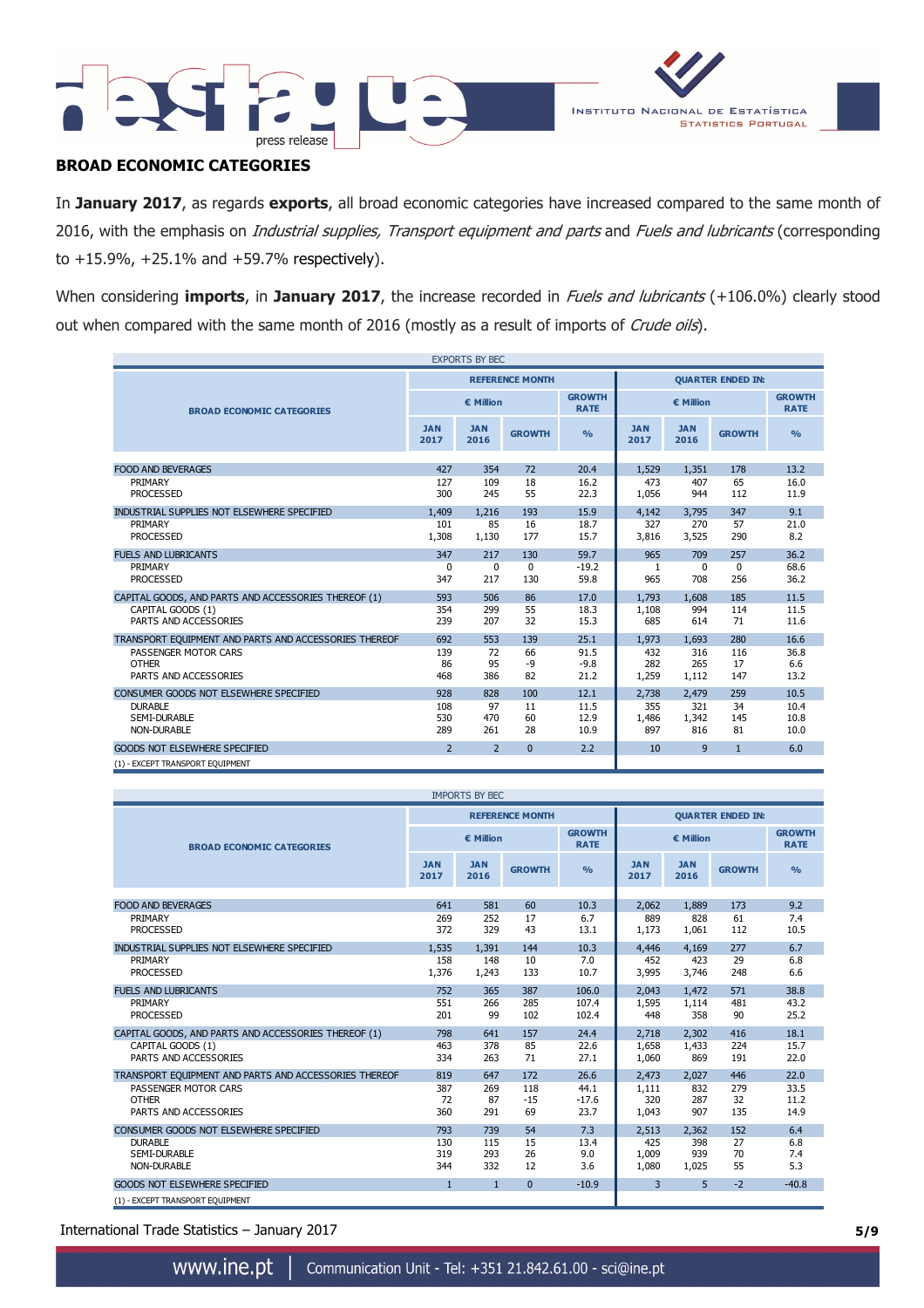## BROAD ECONOMIC CATEGORIES

In **January 2017**, as regards **exports**, all broad economic categories have increased compared to the same month of 2016, with the emphasis on *Industrial supplies, Transport equipment and parts* and *Fuels and lubricants* (corresponding to +15.9%, +25.1% and +59.7% respectively).

When considering **imports**, in **January 2017**, the increase recorded in *Fuels and lubricants* (+106.0%) clearly stood out when compared with the same month of 2016 (mostly as a result of imports of *Crude oils*).

EXPORTS BY BEC

| BROAD ECONOMIC CATEGORIES | REFERENCE MONTH | | | | QUARTER ENDED IN: | | | |
|---|---|---|---|---|---|---|---|---|
| | € Million | | | GROWTH RATE | € Million | | | GROWTH RATE |
| | JAN 2017 | JAN 2016 | GROWTH | % | JAN 2017 | JAN 2016 | GROWTH | % |
| FOOD AND BEVERAGES | 427 | 354 | 72 | 20.4 | 1,529 | 1,351 | 178 | 13.2 |
| PRIMARY | 127 | 109 | 18 | 16.2 | 473 | 407 | 65 | 16.0 |
| PROCESSED | 300 | 245 | 55 | 22.3 | 1,056 | 944 | 112 | 11.9 |
| INDUSTRIAL SUPPLIES NOT ELSEWHERE SPECIFIED | 1,409 | 1,216 | 193 | 15.9 | 4,142 | 3,795 | 347 | 9.1 |
| PRIMARY | 101 | 85 | 16 | 18.7 | 327 | 270 | 57 | 21.0 |
| PROCESSED | 1,308 | 1,130 | 177 | 15.7 | 3,816 | 3,525 | 290 | 8.2 |
| FUELS AND LUBRICANTS | 347 | 217 | 130 | 59.7 | 965 | 709 | 257 | 36.2 |
| PRIMARY | 0 | 0 | 0 | -19.2 | 1 | 0 | 0 | 68.6 |
| PROCESSED | 347 | 217 | 130 | 59.8 | 965 | 708 | 256 | 36.2 |
| CAPITAL GOODS, AND PARTS AND ACCESSORIES THEREOF (1) | 593 | 506 | 86 | 17.0 | 1,793 | 1,608 | 185 | 11.5 |
| CAPITAL GOODS (1) | 354 | 299 | 55 | 18.3 | 1,108 | 994 | 114 | 11.5 |
| PARTS AND ACCESSORIES | 239 | 207 | 32 | 15.3 | 685 | 614 | 71 | 11.6 |
| TRANSPORT EQUIPMENT AND PARTS AND ACCESSORIES THEREOF | 692 | 553 | 139 | 25.1 | 1,973 | 1,693 | 280 | 16.6 |
| PASSENGER MOTOR CARS | 139 | 72 | 66 | 91.5 | 432 | 316 | 116 | 36.8 |
| OTHER | 86 | 95 | -9 | -9.8 | 282 | 265 | 17 | 6.6 |
| PARTS AND ACCESSORIES | 468 | 386 | 82 | 21.2 | 1,259 | 1,112 | 147 | 13.2 |
| CONSUMER GOODS NOT ELSEWHERE SPECIFIED | 928 | 828 | 100 | 12.1 | 2,738 | 2,479 | 259 | 10.5 |
| DURABLE | 108 | 97 | 11 | 11.5 | 355 | 321 | 34 | 10.4 |
| SEMI-DURABLE | 530 | 470 | 60 | 12.9 | 1,486 | 1,342 | 145 | 10.8 |
| NON-DURABLE | 289 | 261 | 28 | 10.9 | 897 | 816 | 81 | 10.0 |
| GOODS NOT ELSEWHERE SPECIFIED | 2 | 2 | 0 | 2.2 | 10 | 9 | 1 | 6.0 |

(1) - EXCEPT TRANSPORT EQUIPMENT

IMPORTS BY BEC

| BROAD ECONOMIC CATEGORIES | REFERENCE MONTH | | | | QUARTER ENDED IN: | | | |
|---|---|---|---|---|---|---|---|---|
| | € Million | | | GROWTH RATE | € Million | | | GROWTH RATE |
| | JAN 2017 | JAN 2016 | GROWTH | % | JAN 2017 | JAN 2016 | GROWTH | % |
| FOOD AND BEVERAGES | 641 | 581 | 60 | 10.3 | 2,062 | 1,889 | 173 | 9.2 |
| PRIMARY | 269 | 252 | 17 | 6.7 | 889 | 828 | 61 | 7.4 |
| PROCESSED | 372 | 329 | 43 | 13.1 | 1,173 | 1,061 | 112 | 10.5 |
| INDUSTRIAL SUPPLIES NOT ELSEWHERE SPECIFIED | 1,535 | 1,391 | 144 | 10.3 | 4,446 | 4,169 | 277 | 6.7 |
| PRIMARY | 158 | 148 | 10 | 7.0 | 452 | 423 | 29 | 6.8 |
| PROCESSED | 1,376 | 1,243 | 133 | 10.7 | 3,995 | 3,746 | 248 | 6.6 |
| FUELS AND LUBRICANTS | 752 | 365 | 387 | 106.0 | 2,043 | 1,472 | 571 | 38.8 |
| PRIMARY | 551 | 266 | 285 | 107.4 | 1,595 | 1,114 | 481 | 43.2 |
| PROCESSED | 201 | 99 | 102 | 102.4 | 448 | 358 | 90 | 25.2 |
| CAPITAL GOODS, AND PARTS AND ACCESSORIES THEREOF (1) | 798 | 641 | 157 | 24.4 | 2,718 | 2,302 | 416 | 18.1 |
| CAPITAL GOODS (1) | 463 | 378 | 85 | 22.6 | 1,658 | 1,433 | 224 | 15.7 |
| PARTS AND ACCESSORIES | 334 | 263 | 71 | 27.1 | 1,060 | 869 | 191 | 22.0 |
| TRANSPORT EQUIPMENT AND PARTS AND ACCESSORIES THEREOF | 819 | 647 | 172 | 26.6 | 2,473 | 2,027 | 446 | 22.0 |
| PASSENGER MOTOR CARS | 387 | 269 | 118 | 44.1 | 1,111 | 832 | 279 | 33.5 |
| OTHER | 72 | 87 | -15 | -17.6 | 320 | 287 | 32 | 11.2 |
| PARTS AND ACCESSORIES | 360 | 291 | 69 | 23.7 | 1,043 | 907 | 135 | 14.9 |
| CONSUMER GOODS NOT ELSEWHERE SPECIFIED | 793 | 739 | 54 | 7.3 | 2,513 | 2,362 | 152 | 6.4 |
| DURABLE | 130 | 115 | 15 | 13.4 | 425 | 398 | 27 | 6.8 |
| SEMI-DURABLE | 319 | 293 | 26 | 9.0 | 1,009 | 939 | 70 | 7.4 |
| NON-DURABLE | 344 | 332 | 12 | 3.6 | 1,080 | 1,025 | 55 | 5.3 |
| GOODS NOT ELSEWHERE SPECIFIED | 1 | 1 | 0 | -10.9 | 3 | 5 | -2 | -40.8 |

(1) - EXCEPT TRANSPORT EQUIPMENT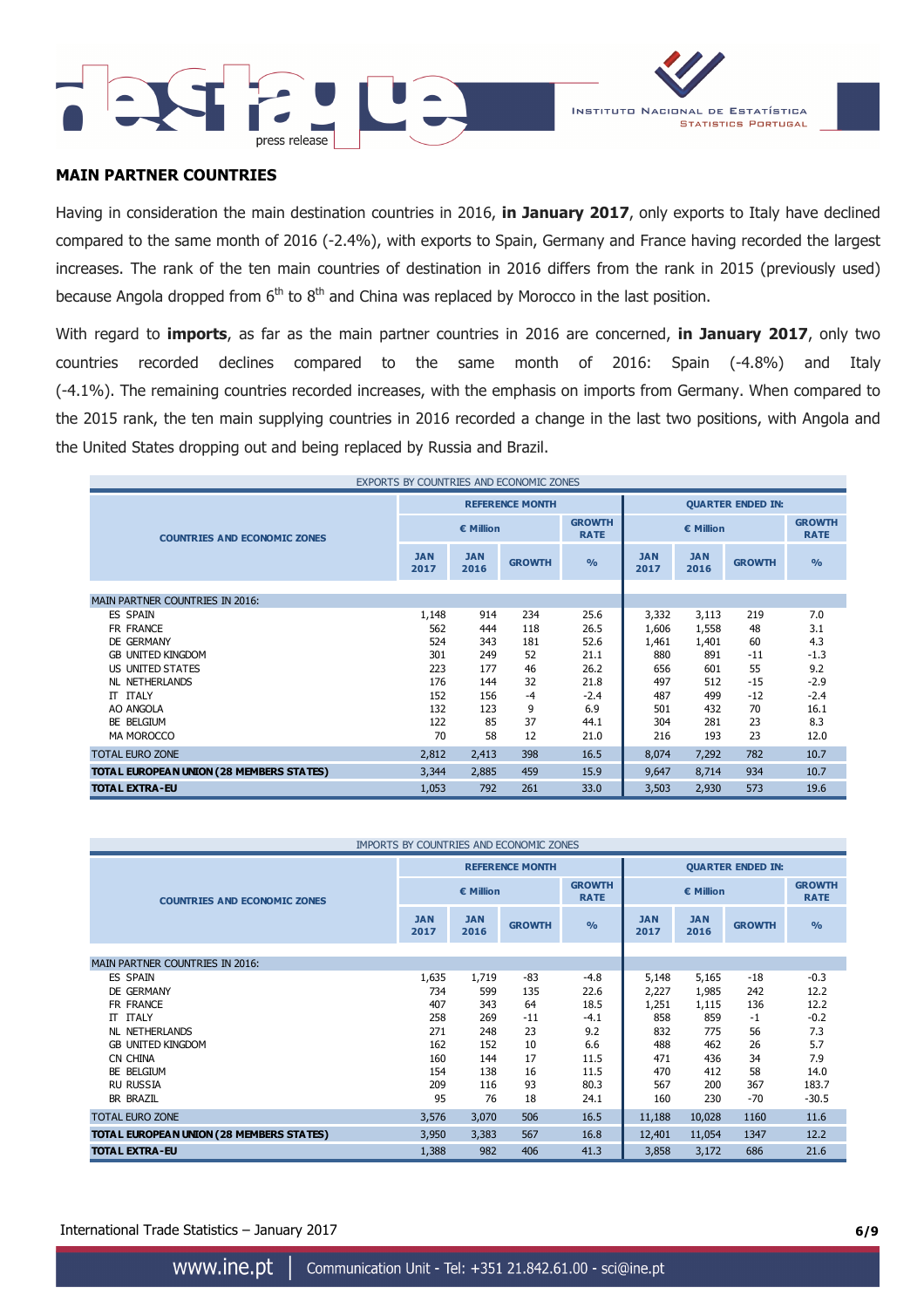## MAIN PARTNER COUNTRIES

Having in consideration the main destination countries in 2016, **in January 2017**, only exports to Italy have declined compared to the same month of 2016 (-2.4%), with exports to Spain, Germany and France having recorded the largest increases. The rank of the ten main countries of destination in 2016 differs from the rank in 2015 (previously used) because Angola dropped from 6th to 8th and China was replaced by Morocco in the last position.

With regard to **imports**, as far as the main partner countries in 2016 are concerned, **in January 2017**, only two countries recorded declines compared to the same month of 2016: Spain (-4.8%) and Italy (-4.1%). The remaining countries recorded increases, with the emphasis on imports from Germany. When compared to the 2015 rank, the ten main supplying countries in 2016 recorded a change in the last two positions, with Angola and the United States dropping out and being replaced by Russia and Brazil.

EXPORTS BY COUNTRIES AND ECONOMIC ZONES

| COUNTRIES AND ECONOMIC ZONES | REFERENCE MONTH | | | | QUARTER ENDED IN: | | | |
|---|---|---|---|---|---|---|---|---|
| | € Million | | | GROWTH RATE | € Million | | | GROWTH RATE |
| | JAN 2017 | JAN 2016 | GROWTH | % | JAN 2017 | JAN 2016 | GROWTH | % |
| MAIN PARTNER COUNTRIES IN 2016: | | | | | | | | |
| ES SPAIN | 1,148 | 914 | 234 | 25.6 | 3,332 | 3,113 | 219 | 7.0 |
| FR FRANCE | 562 | 444 | 118 | 26.5 | 1,606 | 1,558 | 48 | 3.1 |
| DE GERMANY | 524 | 343 | 181 | 52.6 | 1,461 | 1,401 | 60 | 4.3 |
| GB UNITED KINGDOM | 301 | 249 | 52 | 21.1 | 880 | 891 | -11 | -1.3 |
| US UNITED STATES | 223 | 177 | 46 | 26.2 | 656 | 601 | 55 | 9.2 |
| NL NETHERLANDS | 176 | 144 | 32 | 21.8 | 497 | 512 | -15 | -2.9 |
| IT ITALY | 152 | 156 | -4 | -2.4 | 487 | 499 | -12 | -2.4 |
| AO ANGOLA | 132 | 123 | 9 | 6.9 | 501 | 432 | 70 | 16.1 |
| BE BELGIUM | 122 | 85 | 37 | 44.1 | 304 | 281 | 23 | 8.3 |
| MA MOROCCO | 70 | 58 | 12 | 21.0 | 216 | 193 | 23 | 12.0 |
| TOTAL EURO ZONE | 2,812 | 2,413 | 398 | 16.5 | 8,074 | 7,292 | 782 | 10.7 |
| **TOTAL EUROPEAN UNION (28 MEMBERS STATES)** | 3,344 | 2,885 | 459 | 15.9 | 9,647 | 8,714 | 934 | 10.7 |
| **TOTAL EXTRA-EU** | 1,053 | 792 | 261 | 33.0 | 3,503 | 2,930 | 573 | 19.6 |

IMPORTS BY COUNTRIES AND ECONOMIC ZONES

| COUNTRIES AND ECONOMIC ZONES | REFERENCE MONTH | | | | QUARTER ENDED IN: | | | |
|---|---|---|---|---|---|---|---|---|
| | € Million | | | GROWTH RATE | € Million | | | GROWTH RATE |
| | JAN 2017 | JAN 2016 | GROWTH | % | JAN 2017 | JAN 2016 | GROWTH | % |
| MAIN PARTNER COUNTRIES IN 2016: | | | | | | | | |
| ES SPAIN | 1,635 | 1,719 | -83 | -4.8 | 5,148 | 5,165 | -18 | -0.3 |
| DE GERMANY | 734 | 599 | 135 | 22.6 | 2,227 | 1,985 | 242 | 12.2 |
| FR FRANCE | 407 | 343 | 64 | 18.5 | 1,251 | 1,115 | 136 | 12.2 |
| IT ITALY | 258 | 269 | -11 | -4.1 | 858 | 859 | -1 | -0.2 |
| NL NETHERLANDS | 271 | 248 | 23 | 9.2 | 832 | 775 | 56 | 7.3 |
| GB UNITED KINGDOM | 162 | 152 | 10 | 6.6 | 488 | 462 | 26 | 5.7 |
| CN CHINA | 160 | 144 | 17 | 11.5 | 471 | 436 | 34 | 7.9 |
| BE BELGIUM | 154 | 138 | 16 | 11.5 | 470 | 412 | 58 | 14.0 |
| RU RUSSIA | 209 | 116 | 93 | 80.3 | 567 | 200 | 367 | 183.7 |
| BR BRAZIL | 95 | 76 | 18 | 24.1 | 160 | 230 | -70 | -30.5 |
| TOTAL EURO ZONE | 3,576 | 3,070 | 506 | 16.5 | 11,188 | 10,028 | 1160 | 11.6 |
| **TOTAL EUROPEAN UNION (28 MEMBERS STATES)** | 3,950 | 3,383 | 567 | 16.8 | 12,401 | 11,054 | 1347 | 12.2 |
| **TOTAL EXTRA-EU** | 1,388 | 982 | 406 | 41.3 | 3,858 | 3,172 | 686 | 21.6 |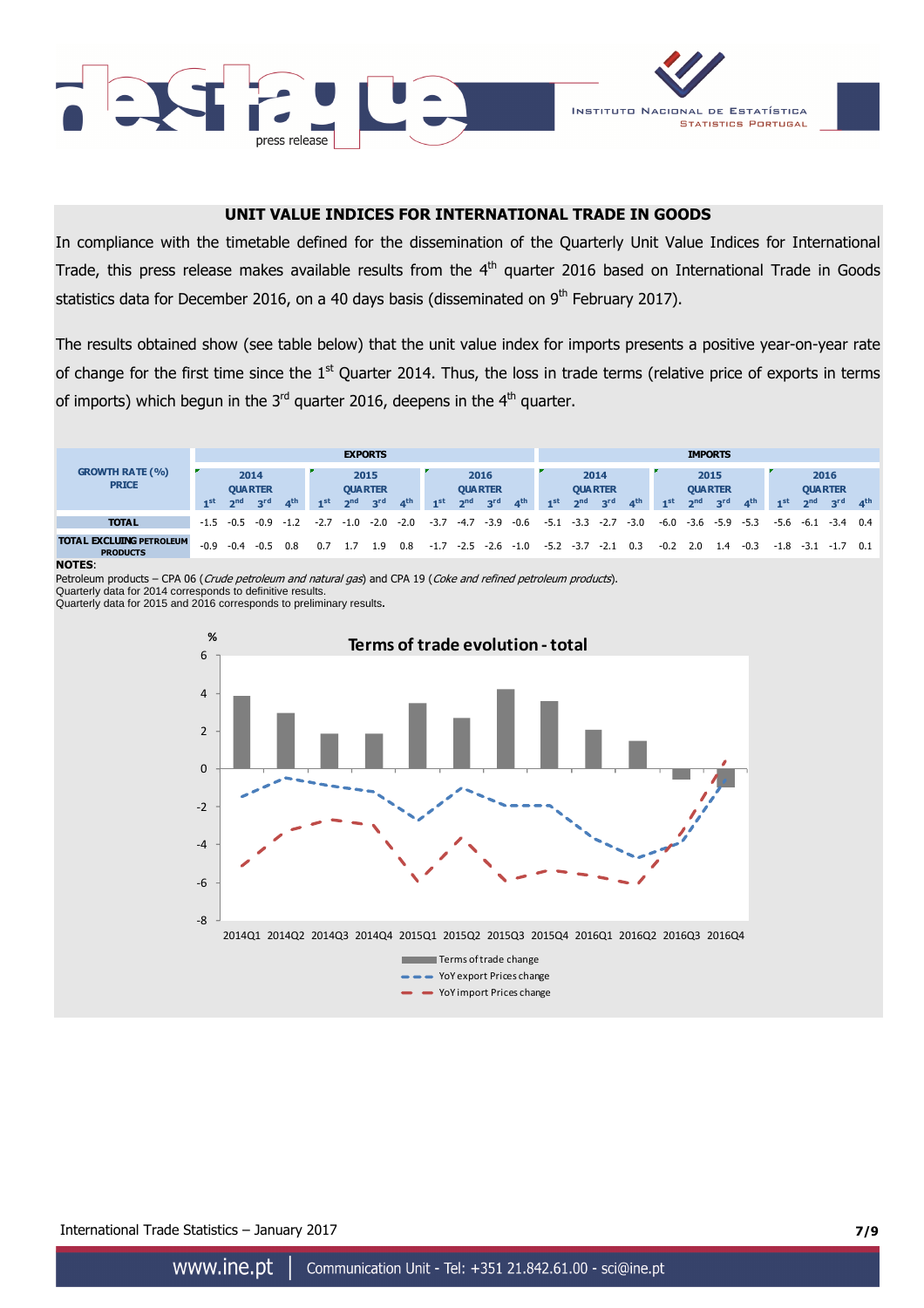## UNIT VALUE INDICES FOR INTERNATIONAL TRADE IN GOODS

In compliance with the timetable defined for the dissemination of the Quarterly Unit Value Indices for International Trade, this press release makes available results from the 4th quarter 2016 based on International Trade in Goods statistics data for December 2016, on a 40 days basis (disseminated on 9th February 2017).

The results obtained show (see table below) that the unit value index for imports presents a positive year-on-year rate of change for the first time since the 1st Quarter 2014. Thus, the loss in trade terms (relative price of exports in terms of imports) which begun in the 3rd quarter 2016, deepens in the 4th quarter.

| GROWTH RATE (%) PRICE | EXPORTS | | | | | | | | | | | | IMPORTS | | | | | | | | | | | |
|---|---|---|---|---|---|---|---|---|---|---|---|---|---|---|---|---|---|---|---|---|---|---|---|---|
| | 2014 QUARTER | | | | 2015 QUARTER | | | | 2016 QUARTER | | | | 2014 QUARTER | | | | 2015 QUARTER | | | | 2016 QUARTER | | | |
| | 1st | 2nd | 3rd | 4th | 1st | 2nd | 3rd | 4th | 1st | 2nd | 3rd | 4th | 1st | 2nd | 3rd | 4th | 1st | 2nd | 3rd | 4th | 1st | 2nd | 3rd | 4th |
| TOTAL | -1.5 | -0.5 | -0.9 | -1.2 | -2.7 | -1.0 | -2.0 | -2.0 | -3.7 | -4.7 | -3.9 | -0.6 | -5.1 | -3.3 | -2.7 | -3.0 | -6.0 | -3.6 | -5.9 | -5.3 | -5.6 | -6.1 | -3.4 | 0.4 |
| TOTAL EXCLUDING PETROLEUM PRODUCTS | -0.9 | -0.4 | -0.5 | 0.8 | 0.7 | 1.7 | 1.9 | 0.8 | -1.7 | -2.5 | -2.6 | -1.0 | -5.2 | -3.7 | -2.1 | 0.3 | -0.2 | 2.0 | 1.4 | -0.3 | -1.8 | -3.1 | -1.7 | 0.1 |

**NOTES**:
Petroleum products – CPA 06 (*Crude petroleum and natural gas*) and CPA 19 (*Coke and refined petroleum products*).
Quarterly data for 2014 corresponds to definitive results.
Quarterly data for 2015 and 2016 corresponds to preliminary results.

**Terms of trade evolution - total**

(%) — Legend: Terms of trade change; YoY export Prices change; YoY import Prices change

2014Q1 2014Q2 2014Q3 2014Q4 2015Q1 2015Q2 2015Q3 2015Q4 2016Q1 2016Q2 2016Q3 2016Q4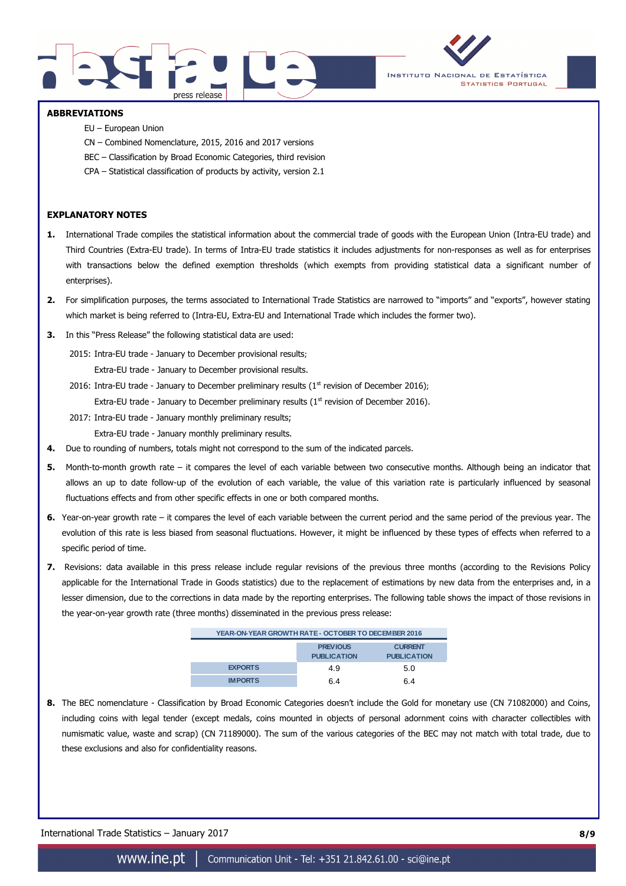## ABBREVIATIONS

EU – European Union

CN – Combined Nomenclature, 2015, 2016 and 2017 versions

BEC – Classification by Broad Economic Categories, third revision

CPA – Statistical classification of products by activity, version 2.1

## EXPLANATORY NOTES

1. International Trade compiles the statistical information about the commercial trade of goods with the European Union (Intra-EU trade) and Third Countries (Extra-EU trade). In terms of Intra-EU trade statistics it includes adjustments for non-responses as well as for enterprises with transactions below the defined exemption thresholds (which exempts from providing statistical data a significant number of enterprises).

2. For simplification purposes, the terms associated to International Trade Statistics are narrowed to "imports" and "exports", however stating which market is being referred to (Intra-EU, Extra-EU and International Trade which includes the former two).

3. In this "Press Release" the following statistical data are used:

   2015: Intra-EU trade - January to December provisional results;
   Extra-EU trade - January to December provisional results.

   2016: Intra-EU trade - January to December preliminary results (1st revision of December 2016);
   Extra-EU trade - January to December preliminary results (1st revision of December 2016).

   2017: Intra-EU trade - January monthly preliminary results;
   Extra-EU trade - January monthly preliminary results.

4. Due to rounding of numbers, totals might not correspond to the sum of the indicated parcels.

5. Month-to-month growth rate – it compares the level of each variable between two consecutive months. Although being an indicator that allows an up to date follow-up of the evolution of each variable, the value of this variation rate is particularly influenced by seasonal fluctuations effects and from other specific effects in one or both compared months.

6. Year-on-year growth rate – it compares the level of each variable between the current period and the same period of the previous year. The evolution of this rate is less biased from seasonal fluctuations. However, it might be influenced by these types of effects when referred to a specific period of time.

7. Revisions: data available in this press release include regular revisions of the previous three months (according to the Revisions Policy applicable for the International Trade in Goods statistics) due to the replacement of estimations by new data from the enterprises and, in a lesser dimension, due to the corrections in data made by the reporting enterprises. The following table shows the impact of those revisions in the year-on-year growth rate (three months) disseminated in the previous press release:

| YEAR-ON-YEAR GROWTH RATE - OCTOBER TO DECEMBER 2016 | | |
|---|---|---|
| | PREVIOUS PUBLICATION | CURRENT PUBLICATION |
| EXPORTS | 4.9 | 5.0 |
| IMPORTS | 6.4 | 6.4 |

8. The BEC nomenclature - Classification by Broad Economic Categories doesn't include the Gold for monetary use (CN 71082000) and Coins, including coins with legal tender (except medals, coins mounted in objects of personal adornment coins with character collectibles with numismatic value, waste and scrap) (CN 71189000). The sum of the various categories of the BEC may not match with total trade, due to these exclusions and also for confidentiality reasons.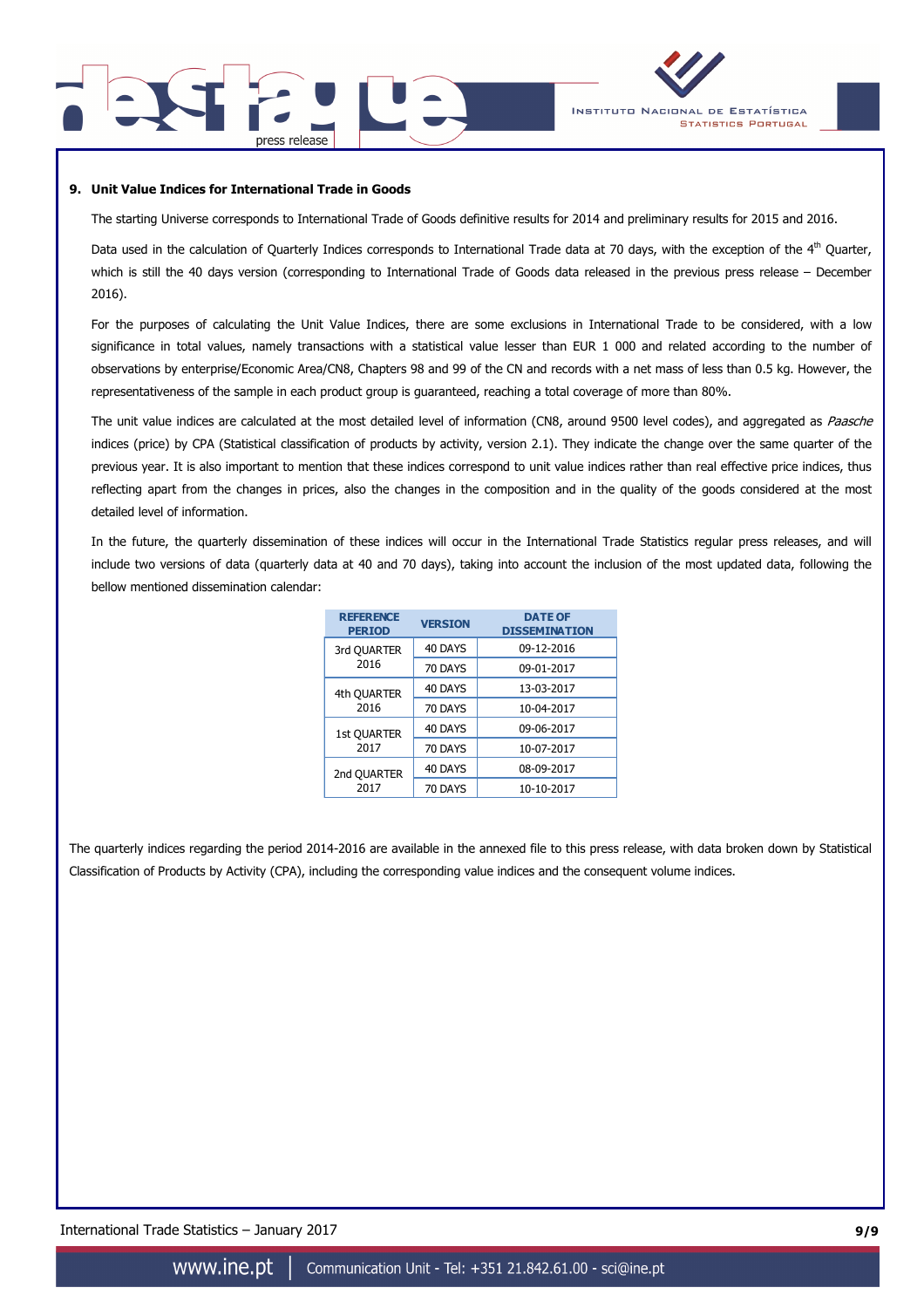## 9. Unit Value Indices for International Trade in Goods

The starting Universe corresponds to International Trade of Goods definitive results for 2014 and preliminary results for 2015 and 2016.

Data used in the calculation of Quarterly Indices corresponds to International Trade data at 70 days, with the exception of the 4th Quarter, which is still the 40 days version (corresponding to International Trade of Goods data released in the previous press release – December 2016).

For the purposes of calculating the Unit Value Indices, there are some exclusions in International Trade to be considered, with a low significance in total values, namely transactions with a statistical value lesser than EUR 1 000 and related according to the number of observations by enterprise/Economic Area/CN8, Chapters 98 and 99 of the CN and records with a net mass of less than 0.5 kg. However, the representativeness of the sample in each product group is guaranteed, reaching a total coverage of more than 80%.

The unit value indices are calculated at the most detailed level of information (CN8, around 9500 level codes), and aggregated as *Paasche* indices (price) by CPA (Statistical classification of products by activity, version 2.1). They indicate the change over the same quarter of the previous year. It is also important to mention that these indices correspond to unit value indices rather than real effective price indices, thus reflecting apart from the changes in prices, also the changes in the composition and in the quality of the goods considered at the most detailed level of information.

In the future, the quarterly dissemination of these indices will occur in the International Trade Statistics regular press releases, and will include two versions of data (quarterly data at 40 and 70 days), taking into account the inclusion of the most updated data, following the bellow mentioned dissemination calendar:

| REFERENCE PERIOD | VERSION | DATE OF DISSEMINATION |
|---|---|---|
| 3rd QUARTER 2016 | 40 DAYS | 09-12-2016 |
| | 70 DAYS | 09-01-2017 |
| 4th QUARTER 2016 | 40 DAYS | 13-03-2017 |
| | 70 DAYS | 10-04-2017 |
| 1st QUARTER 2017 | 40 DAYS | 09-06-2017 |
| | 70 DAYS | 10-07-2017 |
| 2nd QUARTER 2017 | 40 DAYS | 08-09-2017 |
| | 70 DAYS | 10-10-2017 |

The quarterly indices regarding the period 2014-2016 are available in the annexed file to this press release, with data broken down by Statistical Classification of Products by Activity (CPA), including the corresponding value indices and the consequent volume indices.